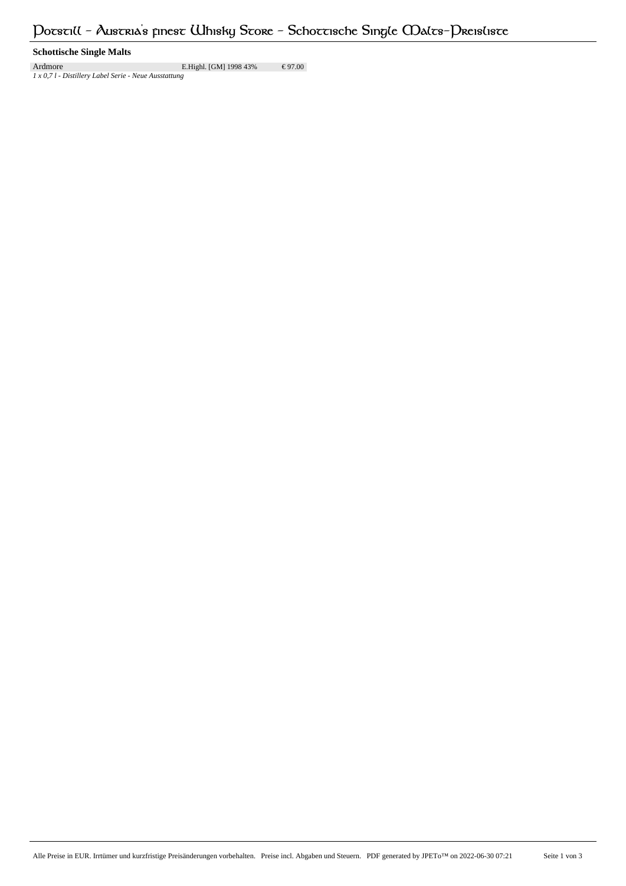# Potstill - Austria's finest Whisky Store - Schottische Single Malts-Preisliste

**Schottische Single Malts**

| Ardmore | E.Highl. [GM] 1998 43% | € 97.00 |
|---|---|---|

*1 x 0,7 l - Distillery Label Serie - Neue Ausstattung*

Alle Preise in EUR. Irrtümer und kurzfristige Preisänderungen vorbehalten. Preise incl. Abgaben und Steuern. PDF generated by JPETo™ on 2022-06-30 07:21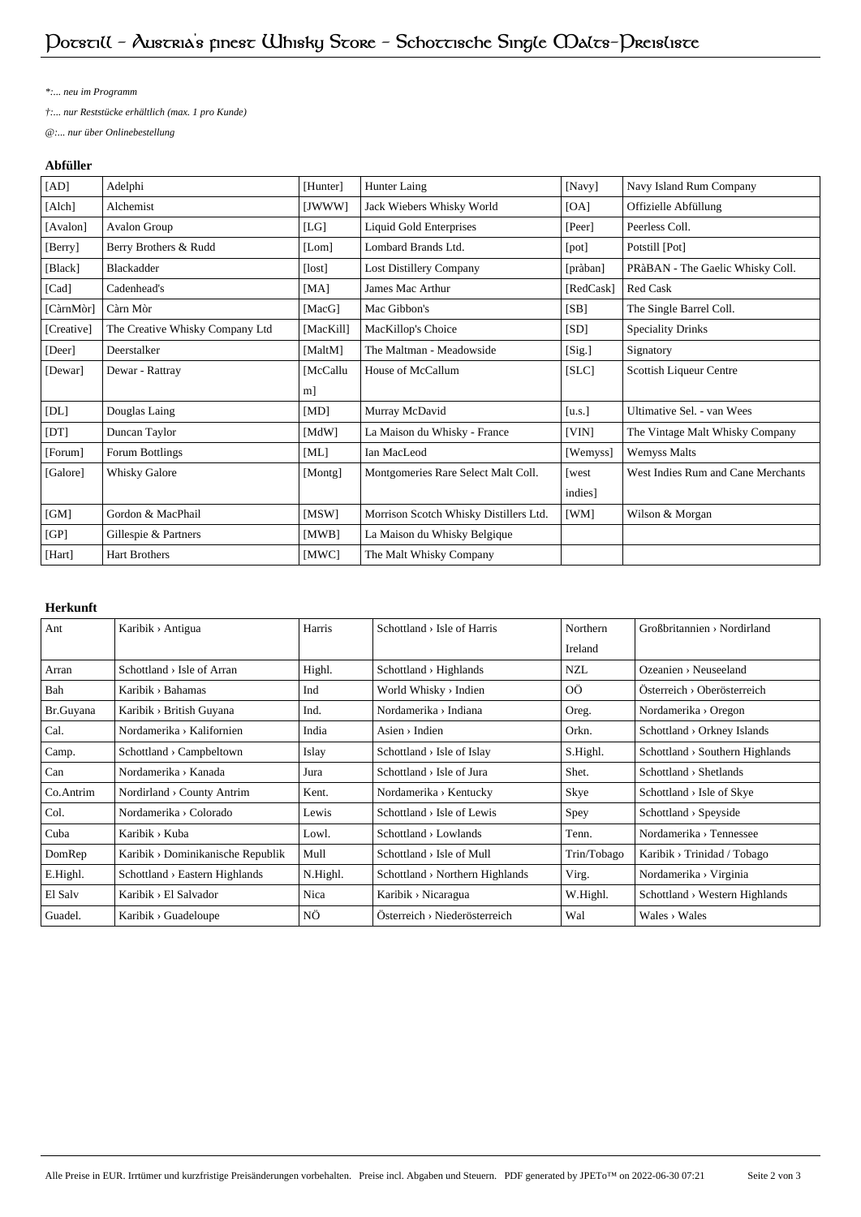*:... neu im Programm

†:... nur Reststücke erhältlich (max. 1 pro Kunde)

@:... nur über Onlinebestellung

### Abfüller

| | | | | | |
|---|---|---|---|---|---|
| [AD] | Adelphi | [Hunter] | Hunter Laing | [Navy] | Navy Island Rum Company |
| [Alch] | Alchemist | [JWWW] | Jack Wiebers Whisky World | [OA] | Offizielle Abfüllung |
| [Avalon] | Avalon Group | [LG] | Liquid Gold Enterprises | [Peer] | Peerless Coll. |
| [Berry] | Berry Brothers & Rudd | [Lom] | Lombard Brands Ltd. | [pot] | Potstill [Pot] |
| [Black] | Blackadder | [lost] | Lost Distillery Company | [pràban] | PRàBAN - The Gaelic Whisky Coll. |
| [Cad] | Cadenhead's | [MA] | James Mac Arthur | [RedCask] | Red Cask |
| [CàrnMòr] | Càrn Mòr | [MacG] | Mac Gibbon's | [SB] | The Single Barrel Coll. |
| [Creative] | The Creative Whisky Company Ltd | [MacKill] | MacKillop's Choice | [SD] | Speciality Drinks |
| [Deer] | Deerstalker | [MaltM] | The Maltman - Meadowside | [Sig.] | Signatory |
| [Dewar] | Dewar - Rattray | [McCallum] | House of McCallum | [SLC] | Scottish Liqueur Centre |
| [DL] | Douglas Laing | [MD] | Murray McDavid | [u.s.] | Ultimative Sel. - van Wees |
| [DT] | Duncan Taylor | [MdW] | La Maison du Whisky - France | [VIN] | The Vintage Malt Whisky Company |
| [Forum] | Forum Bottlings | [ML] | Ian MacLeod | [Wemyss] | Wemyss Malts |
| [Galore] | Whisky Galore | [Montg] | Montgomeries Rare Select Malt Coll. | [west indies] | West Indies Rum and Cane Merchants |
| [GM] | Gordon & MacPhail | [MSW] | Morrison Scotch Whisky Distillers Ltd. | [WM] | Wilson & Morgan |
| [GP] | Gillespie & Partners | [MWB] | La Maison du Whisky Belgique | | |
| [Hart] | Hart Brothers | [MWC] | The Malt Whisky Company | | |

### Herkunft

| | | | | | |
|---|---|---|---|---|---|
| Ant | Karibik › Antigua | Harris | Schottland › Isle of Harris | Northern Ireland | Großbritannien › Nordirland |
| Arran | Schottland › Isle of Arran | Highl. | Schottland › Highlands | NZL | Ozeanien › Neuseeland |
| Bah | Karibik › Bahamas | Ind | World Whisky › Indien | OÖ | Österreich › Oberösterreich |
| Br.Guyana | Karibik › British Guyana | Ind. | Nordamerika › Indiana | Oreg. | Nordamerika › Oregon |
| Cal. | Nordamerika › Kalifornien | India | Asien › Indien | Orkn. | Schottland › Orkney Islands |
| Camp. | Schottland › Campbeltown | Islay | Schottland › Isle of Islay | S.Highl. | Schottland › Southern Highlands |
| Can | Nordamerika › Kanada | Jura | Schottland › Isle of Jura | Shet. | Schottland › Shetlands |
| Co.Antrim | Nordirland › County Antrim | Kent. | Nordamerika › Kentucky | Skye | Schottland › Isle of Skye |
| Col. | Nordamerika › Colorado | Lewis | Schottland › Isle of Lewis | Spey | Schottland › Speyside |
| Cuba | Karibik › Kuba | Lowl. | Schottland › Lowlands | Tenn. | Nordamerika › Tennessee |
| DomRep | Karibik › Dominikanische Republik | Mull | Schottland › Isle of Mull | Trin/Tobago | Karibik › Trinidad / Tobago |
| E.Highl. | Schottland › Eastern Highlands | N.Highl. | Schottland › Northern Highlands | Virg. | Nordamerika › Virginia |
| El Salv | Karibik › El Salvador | Nica | Karibik › Nicaragua | W.Highl. | Schottland › Western Highlands |
| Guadel. | Karibik › Guadeloupe | NÖ | Österreich › Niederösterreich | Wal | Wales › Wales |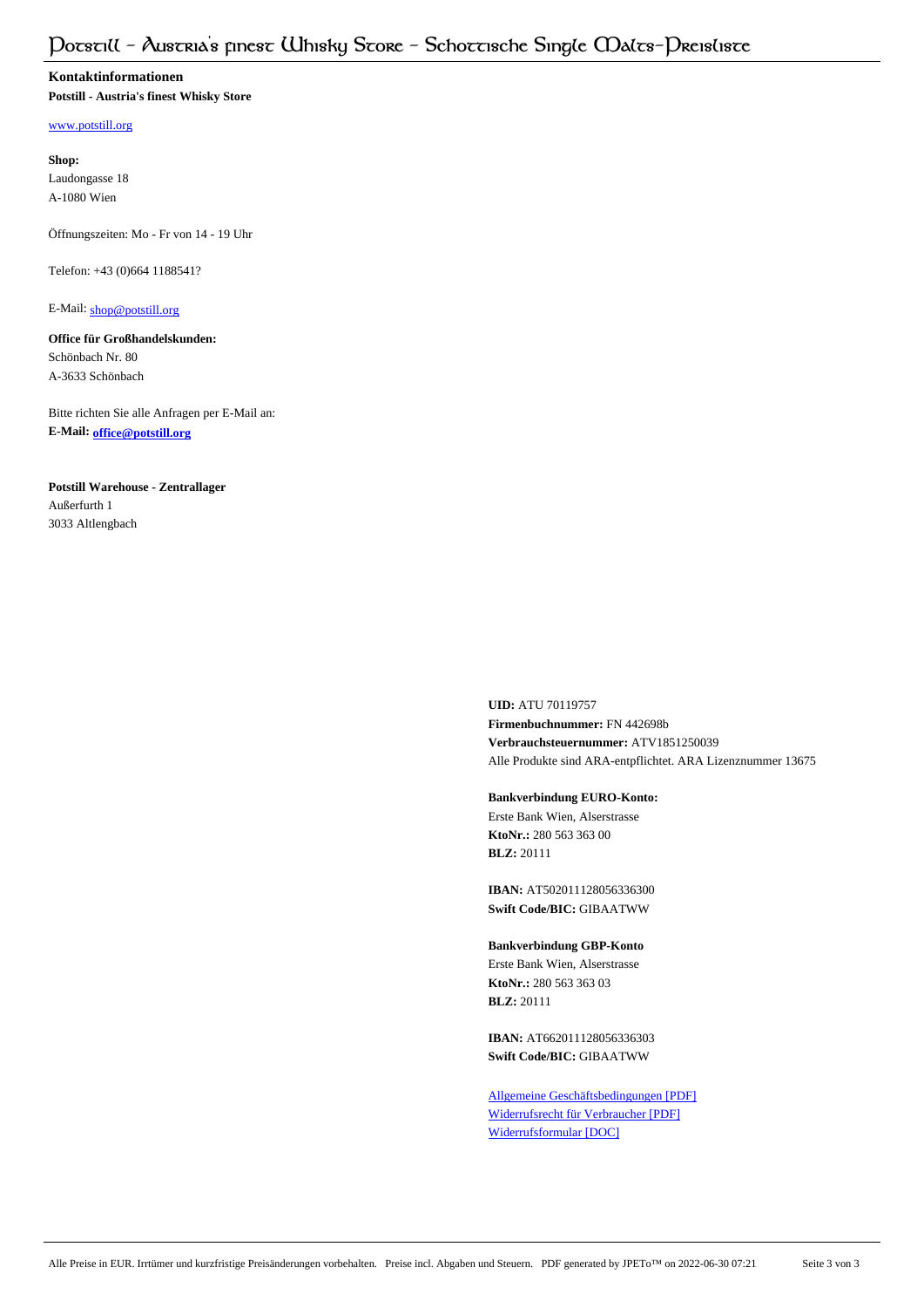## Kontaktinformationen

**Potstill - Austria's finest Whisky Store**

www.potstill.org

**Shop:**
Laudongasse 18
A-1080 Wien

Öffnungszeiten: Mo - Fr von 14 - 19 Uhr

Telefon: +43 (0)664 1188541?

E-Mail: shop@potstill.org

**Office für Großhandelskunden:**
Schönbach Nr. 80
A-3633 Schönbach

Bitte richten Sie alle Anfragen per E-Mail an:
**E-Mail: office@potstill.org**

**Potstill Warehouse - Zentrallager**
Außerfurth 1
3033 Altlengbach

**UID:** ATU 70119757
**Firmenbuchnummer:** FN 442698b
**Verbrauchsteuernummer:** ATV1851250039
Alle Produkte sind ARA-entpflichtet. ARA Lizenznummer 13675

**Bankverbindung EURO-Konto:**
Erste Bank Wien, Alserstrasse
**KtoNr.:** 280 563 363 00
**BLZ:** 20111

**IBAN:** AT502011128056336300
**Swift Code/BIC:** GIBAATWW

**Bankverbindung GBP-Konto**
Erste Bank Wien, Alserstrasse
**KtoNr.:** 280 563 363 03
**BLZ:** 20111

**IBAN:** AT662011128056336303
**Swift Code/BIC:** GIBAATWW

Allgemeine Geschäftsbedingungen [PDF]
Widerrufsrecht für Verbraucher [PDF]
Widerrufsformular [DOC]